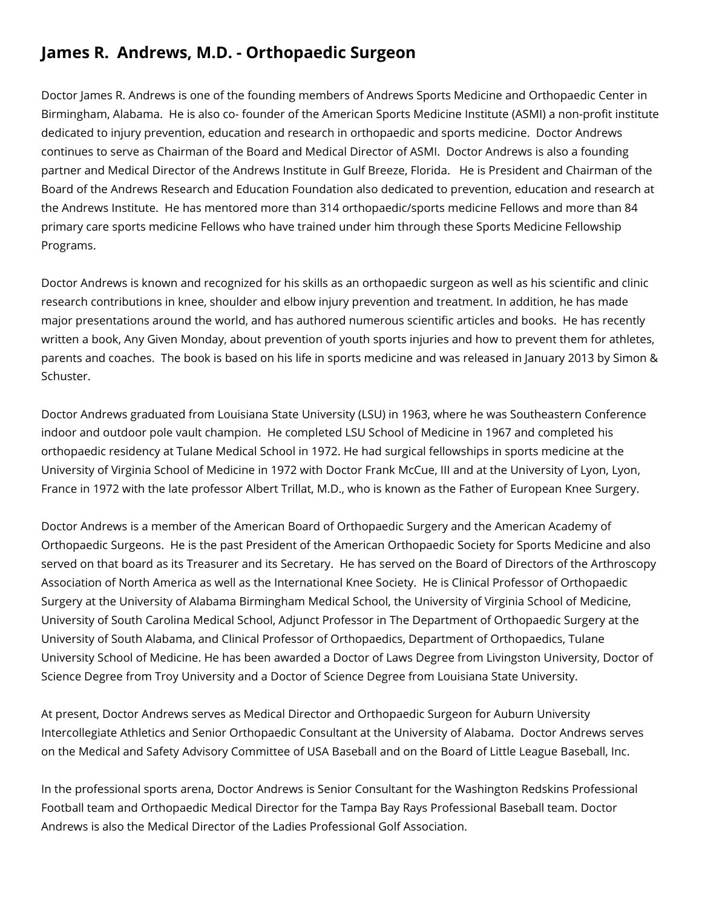## James R. Andrews, M.D. - Orthopaedic Surgeon

Doctor James R. Andrews is one of the founding members of Andrews Sports Medicine and Orthopaedic Center in Birmingham, Alabama. He is also co- founder of the American Sports Medicine Institute (ASMI) a non-profit institute dedicated to injury prevention, education and research in orthopaedic and sports medicine. Doctor Andrews continues to serve as Chairman of the Board and Medical Director of ASMI. Doctor Andrews is also a founding partner and Medical Director of the Andrews Institute in Gulf Breeze, Florida. He is President and Chairman of the Board of the Andrews Research and Education Foundation also dedicated to prevention, education and research at the Andrews Institute. He has mentored more than 314 orthopaedic/sports medicine Fellows and more than 84 primary care sports medicine Fellows who have trained under him through these Sports Medicine Fellowship Programs.

Doctor Andrews is known and recognized for his skills as an orthopaedic surgeon as well as his scientific and clinic research contributions in knee, shoulder and elbow injury prevention and treatment. In addition, he has made major presentations around the world, and has authored numerous scientific articles and books. He has recently written a book, Any Given Monday, about prevention of youth sports injuries and how to prevent them for athletes, parents and coaches. The book is based on his life in sports medicine and was released in January 2013 by Simon & Schuster.

Doctor Andrews graduated from Louisiana State University (LSU) in 1963, where he was Southeastern Conference indoor and outdoor pole vault champion. He completed LSU School of Medicine in 1967 and completed his orthopaedic residency at Tulane Medical School in 1972. He had surgical fellowships in sports medicine at the University of Virginia School of Medicine in 1972 with Doctor Frank McCue, III and at the University of Lyon, Lyon, France in 1972 with the late professor Albert Trillat, M.D., who is known as the Father of European Knee Surgery.

Doctor Andrews is a member of the American Board of Orthopaedic Surgery and the American Academy of Orthopaedic Surgeons. He is the past President of the American Orthopaedic Society for Sports Medicine and also served on that board as its Treasurer and its Secretary. He has served on the Board of Directors of the Arthroscopy Association of North America as well as the International Knee Society. He is Clinical Professor of Orthopaedic Surgery at the University of Alabama Birmingham Medical School, the University of Virginia School of Medicine, University of South Carolina Medical School, Adjunct Professor in The Department of Orthopaedic Surgery at the University of South Alabama, and Clinical Professor of Orthopaedics, Department of Orthopaedics, Tulane University School of Medicine. He has been awarded a Doctor of Laws Degree from Livingston University, Doctor of Science Degree from Troy University and a Doctor of Science Degree from Louisiana State University.

At present, Doctor Andrews serves as Medical Director and Orthopaedic Surgeon for Auburn University Intercollegiate Athletics and Senior Orthopaedic Consultant at the University of Alabama. Doctor Andrews serves on the Medical and Safety Advisory Committee of USA Baseball and on the Board of Little League Baseball, Inc.

In the professional sports arena, Doctor Andrews is Senior Consultant for the Washington Redskins Professional Football team and Orthopaedic Medical Director for the Tampa Bay Rays Professional Baseball team. Doctor Andrews is also the Medical Director of the Ladies Professional Golf Association.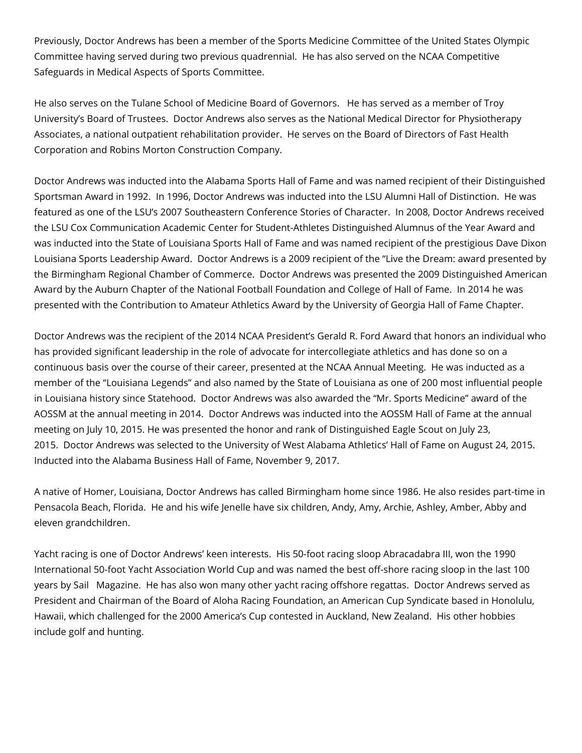Previously, Doctor Andrews has been a member of the Sports Medicine Committee of the United States Olympic Committee having served during two previous quadrennial. He has also served on the NCAA Competitive Safeguards in Medical Aspects of Sports Committee.

He also serves on the Tulane School of Medicine Board of Governors. He has served as a member of Troy University's Board of Trustees. Doctor Andrews also serves as the National Medical Director for Physiotherapy Associates, a national outpatient rehabilitation provider. He serves on the Board of Directors of Fast Health Corporation and Robins Morton Construction Company.

Doctor Andrews was inducted into the Alabama Sports Hall of Fame and was named recipient of their Distinguished Sportsman Award in 1992. In 1996, Doctor Andrews was inducted into the LSU Alumni Hall of Distinction. He was featured as one of the LSU's 2007 Southeastern Conference Stories of Character. In 2008, Doctor Andrews received the LSU Cox Communication Academic Center for Student-Athletes Distinguished Alumnus of the Year Award and was inducted into the State of Louisiana Sports Hall of Fame and was named recipient of the prestigious Dave Dixon Louisiana Sports Leadership Award. Doctor Andrews is a 2009 recipient of the "Live the Dream: award presented by the Birmingham Regional Chamber of Commerce. Doctor Andrews was presented the 2009 Distinguished American Award by the Auburn Chapter of the National Football Foundation and College of Hall of Fame. In 2014 he was presented with the Contribution to Amateur Athletics Award by the University of Georgia Hall of Fame Chapter.

Doctor Andrews was the recipient of the 2014 NCAA President's Gerald R. Ford Award that honors an individual who has provided significant leadership in the role of advocate for intercollegiate athletics and has done so on a continuous basis over the course of their career, presented at the NCAA Annual Meeting. He was inducted as a member of the "Louisiana Legends" and also named by the State of Louisiana as one of 200 most influential people in Louisiana history since Statehood. Doctor Andrews was also awarded the "Mr. Sports Medicine" award of the AOSSM at the annual meeting in 2014. Doctor Andrews was inducted into the AOSSM Hall of Fame at the annual meeting on July 10, 2015. He was presented the honor and rank of Distinguished Eagle Scout on July 23, 2015. Doctor Andrews was selected to the University of West Alabama Athletics' Hall of Fame on August 24, 2015. Inducted into the Alabama Business Hall of Fame, November 9, 2017.

A native of Homer, Louisiana, Doctor Andrews has called Birmingham home since 1986. He also resides part-time in Pensacola Beach, Florida. He and his wife Jenelle have six children, Andy, Amy, Archie, Ashley, Amber, Abby and eleven grandchildren.

Yacht racing is one of Doctor Andrews' keen interests. His 50-foot racing sloop Abracadabra III, won the 1990 International 50-foot Yacht Association World Cup and was named the best off-shore racing sloop in the last 100 years by Sail Magazine. He has also won many other yacht racing offshore regattas. Doctor Andrews served as President and Chairman of the Board of Aloha Racing Foundation, an American Cup Syndicate based in Honolulu, Hawaii, which challenged for the 2000 America's Cup contested in Auckland, New Zealand. His other hobbies include golf and hunting.